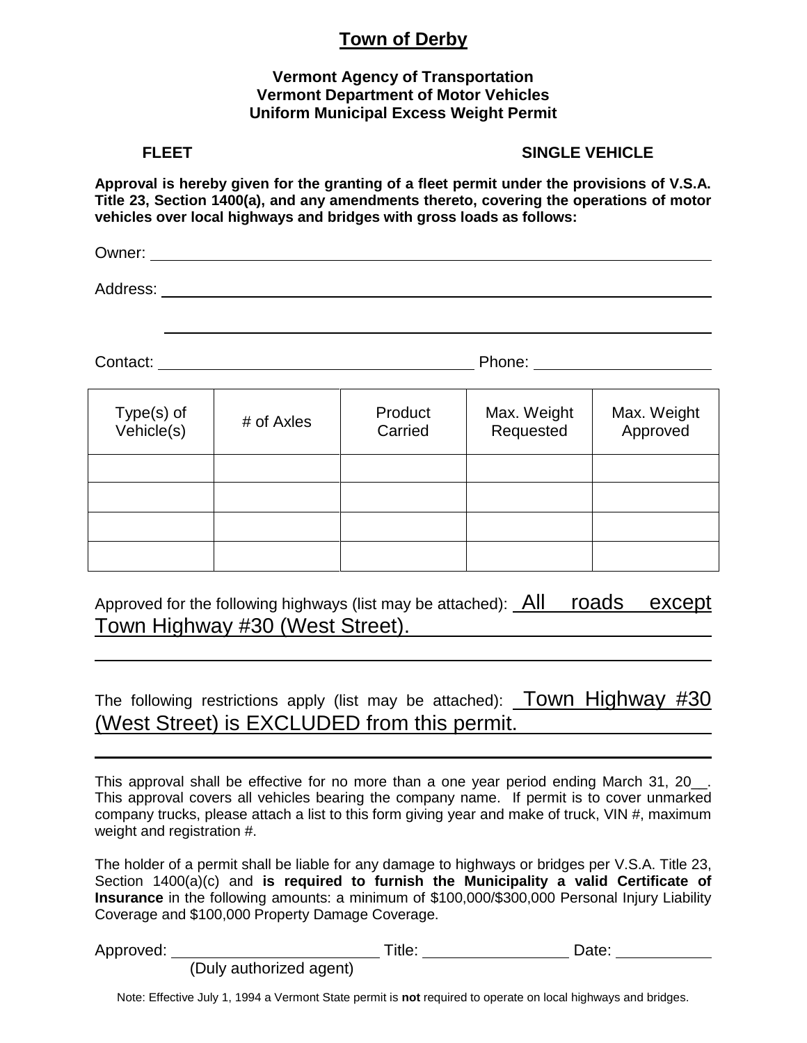# Town of Derby

### Vermont Agency of Transportation
### Vermont Department of Motor Vehicles
### Uniform Municipal Excess Weight Permit

**FLEET** **SINGLE VEHICLE**

**Approval is hereby given for the granting of a fleet permit under the provisions of V.S.A. Title 23, Section 1400(a), and any amendments thereto, covering the operations of motor vehicles over local highways and bridges with gross loads as follows:**

Owner: ______________________________________________

Address: ______________________________________________

______________________________________________

Contact: ______________________________ Phone: ____________________

| Type(s) of Vehicle(s) | # of Axles | Product Carried | Max. Weight Requested | Max. Weight Approved |
|---|---|---|---|---|
| | | | | |
| | | | | |
| | | | | |
| | | | | |

Approved for the following highways (list may be attached): All roads except Town Highway #30 (West Street).

The following restrictions apply (list may be attached): Town Highway #30 (West Street) is EXCLUDED from this permit.

This approval shall be effective for no more than a one year period ending March 31, 20__. This approval covers all vehicles bearing the company name. If permit is to cover unmarked company trucks, please attach a list to this form giving year and make of truck, VIN #, maximum weight and registration #.

The holder of a permit shall be liable for any damage to highways or bridges per V.S.A. Title 23, Section 1400(a)(c) and **is required to furnish the Municipality a valid Certificate of Insurance** in the following amounts: a minimum of $100,000/$300,000 Personal Injury Liability Coverage and $100,000 Property Damage Coverage.

Approved: ________________________ Title: ________________ Date: __________
(Duly authorized agent)

Note: Effective July 1, 1994 a Vermont State permit is **not** required to operate on local highways and bridges.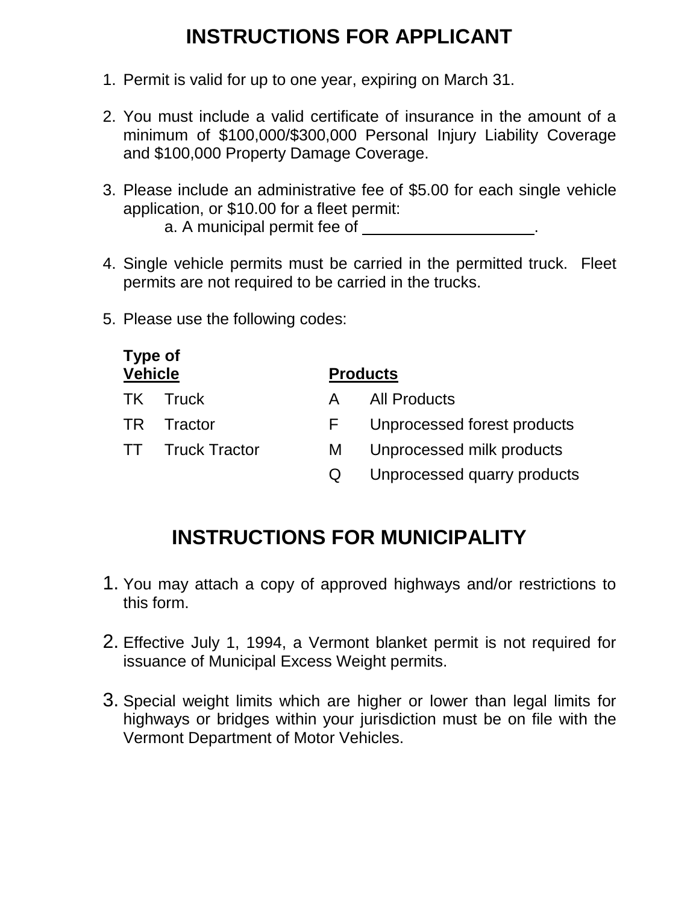# INSTRUCTIONS FOR APPLICANT

1. Permit is valid for up to one year, expiring on March 31.

2. You must include a valid certificate of insurance in the amount of a minimum of $100,000/$300,000 Personal Injury Liability Coverage and $100,000 Property Damage Coverage.

3. Please include an administrative fee of $5.00 for each single vehicle application, or $10.00 for a fleet permit:
   a. A municipal permit fee of ____________________.

4. Single vehicle permits must be carried in the permitted truck. Fleet permits are not required to be carried in the trucks.

5. Please use the following codes:

| **Type of Vehicle** | | **Products** | |
|---|---|---|---|
| TK | Truck | A | All Products |
| TR | Tractor | F | Unprocessed forest products |
| TT | Truck Tractor | M | Unprocessed milk products |
| | | Q | Unprocessed quarry products |

# INSTRUCTIONS FOR MUNICIPALITY

1. You may attach a copy of approved highways and/or restrictions to this form.

2. Effective July 1, 1994, a Vermont blanket permit is not required for issuance of Municipal Excess Weight permits.

3. Special weight limits which are higher or lower than legal limits for highways or bridges within your jurisdiction must be on file with the Vermont Department of Motor Vehicles.